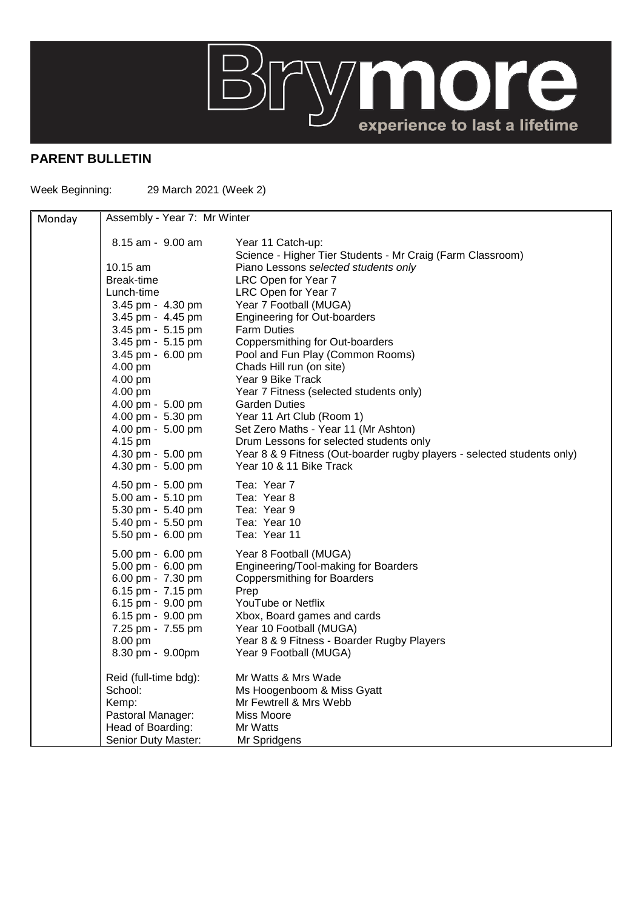Brymore

experience to last a lifetime

## PARENT BULLETIN

Week Beginning: 29 March 2021 (Week 2)

| Monday | Assembly - Year 7: Mr Winter | |
|---|---|---|
| | 8.15 am - 9.00 am | Year 11 Catch-up: Science - Higher Tier Students - Mr Craig (Farm Classroom) |
| | 10.15 am | Piano Lessons *selected students only* |
| | Break-time | LRC Open for Year 7 |
| | Lunch-time | LRC Open for Year 7 |
| | 3.45 pm - 4.30 pm | Year 7 Football (MUGA) |
| | 3.45 pm - 4.45 pm | Engineering for Out-boarders |
| | 3.45 pm - 5.15 pm | Farm Duties |
| | 3.45 pm - 5.15 pm | Coppersmithing for Out-boarders |
| | 3.45 pm - 6.00 pm | Pool and Fun Play (Common Rooms) |
| | 4.00 pm | Chads Hill run (on site) |
| | 4.00 pm | Year 9 Bike Track |
| | 4.00 pm | Year 7 Fitness (selected students only) |
| | 4.00 pm - 5.00 pm | Garden Duties |
| | 4.00 pm - 5.30 pm | Year 11 Art Club (Room 1) |
| | 4.00 pm - 5.00 pm | Set Zero Maths - Year 11 (Mr Ashton) |
| | 4.15 pm | Drum Lessons for selected students only |
| | 4.30 pm - 5.00 pm | Year 8 & 9 Fitness (Out-boarder rugby players - selected students only) |
| | 4.30 pm - 5.00 pm | Year 10 & 11 Bike Track |
| | 4.50 pm - 5.00 pm | Tea: Year 7 |
| | 5.00 am - 5.10 pm | Tea: Year 8 |
| | 5.30 pm - 5.40 pm | Tea: Year 9 |
| | 5.40 pm - 5.50 pm | Tea: Year 10 |
| | 5.50 pm - 6.00 pm | Tea: Year 11 |
| | 5.00 pm - 6.00 pm | Year 8 Football (MUGA) |
| | 5.00 pm - 6.00 pm | Engineering/Tool-making for Boarders |
| | 6.00 pm - 7.30 pm | Coppersmithing for Boarders |
| | 6.15 pm - 7.15 pm | Prep |
| | 6.15 pm - 9.00 pm | YouTube or Netflix |
| | 6.15 pm - 9.00 pm | Xbox, Board games and cards |
| | 7.25 pm - 7.55 pm | Year 10 Football (MUGA) |
| | 8.00 pm | Year 8 & 9 Fitness - Boarder Rugby Players |
| | 8.30 pm - 9.00pm | Year 9 Football (MUGA) |
| | Reid (full-time bdg): | Mr Watts & Mrs Wade |
| | School: | Ms Hoogenboom & Miss Gyatt |
| | Kemp: | Mr Fewtrell & Mrs Webb |
| | Pastoral Manager: | Miss Moore |
| | Head of Boarding: | Mr Watts |
| | Senior Duty Master: | Mr Spridgens |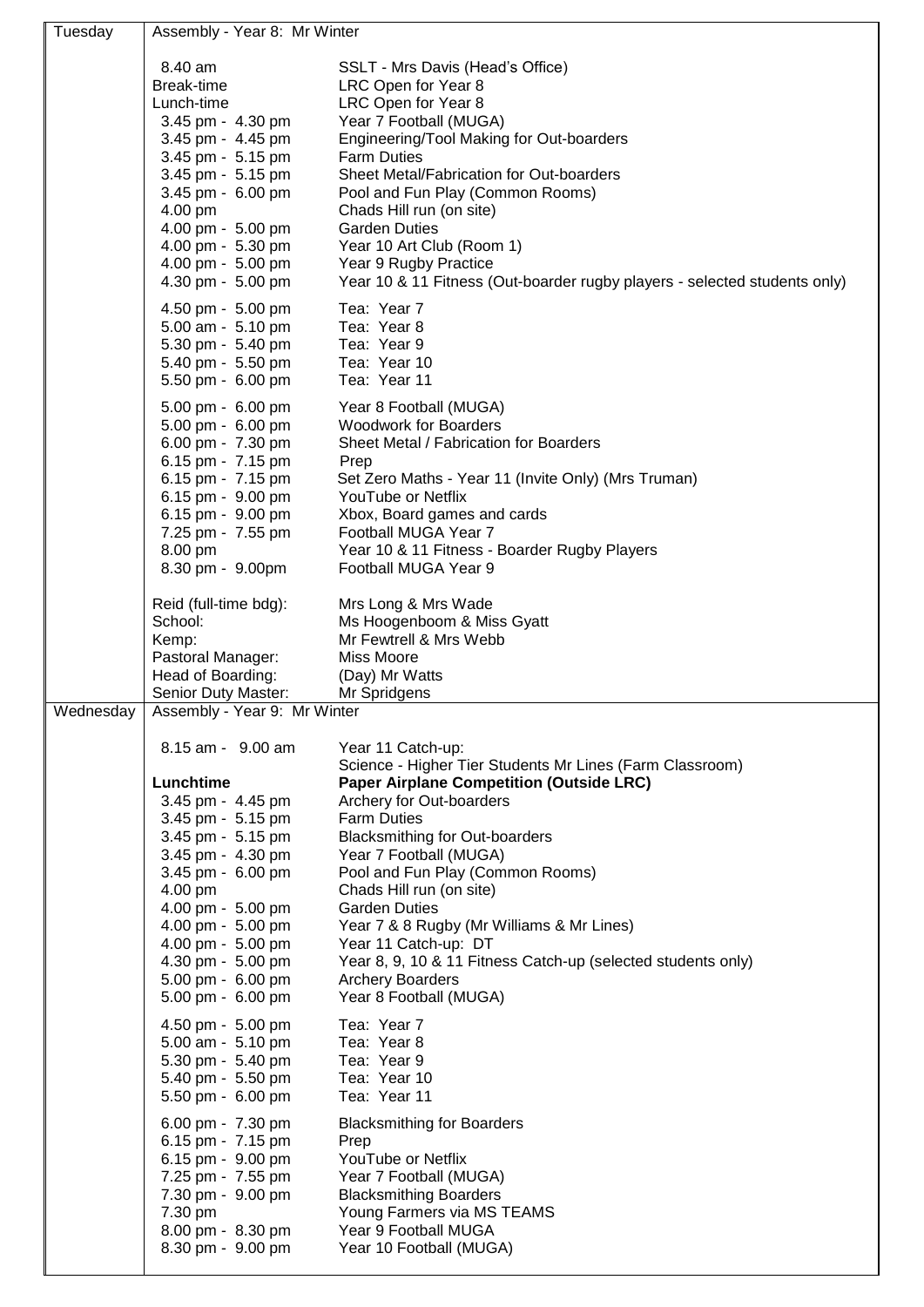| | | |
|---|---|---|
| Tuesday | Assembly - Year 8: Mr Winter | |
| | 8.40 am | SSLT - Mrs Davis (Head's Office) |
| | Break-time | LRC Open for Year 8 |
| | Lunch-time | LRC Open for Year 8 |
| | 3.45 pm - 4.30 pm | Year 7 Football (MUGA) |
| | 3.45 pm - 4.45 pm | Engineering/Tool Making for Out-boarders |
| | 3.45 pm - 5.15 pm | Farm Duties |
| | 3.45 pm - 5.15 pm | Sheet Metal/Fabrication for Out-boarders |
| | 3.45 pm - 6.00 pm | Pool and Fun Play (Common Rooms) |
| | 4.00 pm | Chads Hill run (on site) |
| | 4.00 pm - 5.00 pm | Garden Duties |
| | 4.00 pm - 5.30 pm | Year 10 Art Club (Room 1) |
| | 4.00 pm - 5.00 pm | Year 9 Rugby Practice |
| | 4.30 pm - 5.00 pm | Year 10 & 11 Fitness (Out-boarder rugby players - selected students only) |
| | 4.50 pm - 5.00 pm | Tea: Year 7 |
| | 5.00 am - 5.10 pm | Tea: Year 8 |
| | 5.30 pm - 5.40 pm | Tea: Year 9 |
| | 5.40 pm - 5.50 pm | Tea: Year 10 |
| | 5.50 pm - 6.00 pm | Tea: Year 11 |
| | 5.00 pm - 6.00 pm | Year 8 Football (MUGA) |
| | 5.00 pm - 6.00 pm | Woodwork for Boarders |
| | 6.00 pm - 7.30 pm | Sheet Metal / Fabrication for Boarders |
| | 6.15 pm - 7.15 pm | Prep |
| | 6.15 pm - 7.15 pm | Set Zero Maths - Year 11 (Invite Only) (Mrs Truman) |
| | 6.15 pm - 9.00 pm | YouTube or Netflix |
| | 6.15 pm - 9.00 pm | Xbox, Board games and cards |
| | 7.25 pm - 7.55 pm | Football MUGA Year 7 |
| | 8.00 pm | Year 10 & 11 Fitness - Boarder Rugby Players |
| | 8.30 pm - 9.00pm | Football MUGA Year 9 |
| | Reid (full-time bdg): | Mrs Long & Mrs Wade |
| | School: | Ms Hoogenboom & Miss Gyatt |
| | Kemp: | Mr Fewtrell & Mrs Webb |
| | Pastoral Manager: | Miss Moore |
| | Head of Boarding: | (Day) Mr Watts |
| | Senior Duty Master: | Mr Spridgens |
| Wednesday | Assembly - Year 9: Mr Winter | |
| | 8.15 am - 9.00 am | Year 11 Catch-up: Science - Higher Tier Students Mr Lines (Farm Classroom) |
| | **Lunchtime** | **Paper Airplane Competition (Outside LRC)** |
| | 3.45 pm - 4.45 pm | Archery for Out-boarders |
| | 3.45 pm - 5.15 pm | Farm Duties |
| | 3.45 pm - 5.15 pm | Blacksmithing for Out-boarders |
| | 3.45 pm - 4.30 pm | Year 7 Football (MUGA) |
| | 3.45 pm - 6.00 pm | Pool and Fun Play (Common Rooms) |
| | 4.00 pm | Chads Hill run (on site) |
| | 4.00 pm - 5.00 pm | Garden Duties |
| | 4.00 pm - 5.00 pm | Year 7 & 8 Rugby (Mr Williams & Mr Lines) |
| | 4.00 pm - 5.00 pm | Year 11 Catch-up: DT |
| | 4.30 pm - 5.00 pm | Year 8, 9, 10 & 11 Fitness Catch-up (selected students only) |
| | 5.00 pm - 6.00 pm | Archery Boarders |
| | 5.00 pm - 6.00 pm | Year 8 Football (MUGA) |
| | 4.50 pm - 5.00 pm | Tea: Year 7 |
| | 5.00 am - 5.10 pm | Tea: Year 8 |
| | 5.30 pm - 5.40 pm | Tea: Year 9 |
| | 5.40 pm - 5.50 pm | Tea: Year 10 |
| | 5.50 pm - 6.00 pm | Tea: Year 11 |
| | 6.00 pm - 7.30 pm | Blacksmithing for Boarders |
| | 6.15 pm - 7.15 pm | Prep |
| | 6.15 pm - 9.00 pm | YouTube or Netflix |
| | 7.25 pm - 7.55 pm | Year 7 Football (MUGA) |
| | 7.30 pm - 9.00 pm | Blacksmithing Boarders |
| | 7.30 pm | Young Farmers via MS TEAMS |
| | 8.00 pm - 8.30 pm | Year 9 Football MUGA |
| | 8.30 pm - 9.00 pm | Year 10 Football (MUGA) |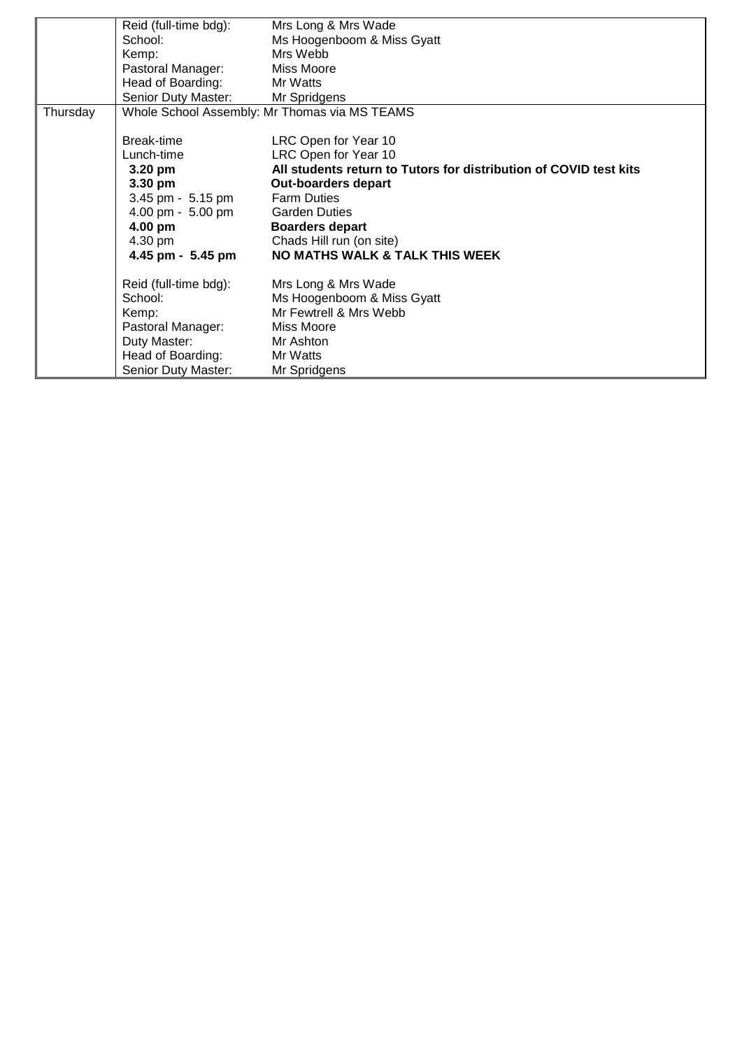| | | |
|---|---|---|
| | Reid (full-time bdg): | Mrs Long & Mrs Wade |
| | School: | Ms Hoogenboom & Miss Gyatt |
| | Kemp: | Mrs Webb |
| | Pastoral Manager: | Miss Moore |
| | Head of Boarding: | Mr Watts |
| | Senior Duty Master: | Mr Spridgens |
| Thursday | Whole School Assembly: Mr Thomas via MS TEAMS | |
| | Break-time | LRC Open for Year 10 |
| | Lunch-time | LRC Open for Year 10 |
| | **3.20 pm** | **All students return to Tutors for distribution of COVID test kits** |
| | **3.30 pm** | **Out-boarders depart** |
| | 3.45 pm - 5.15 pm | Farm Duties |
| | 4.00 pm - 5.00 pm | Garden Duties |
| | **4.00 pm** | **Boarders depart** |
| | 4.30 pm | Chads Hill run (on site) |
| | **4.45 pm - 5.45 pm** | **NO MATHS WALK & TALK THIS WEEK** |
| | Reid (full-time bdg): | Mrs Long & Mrs Wade |
| | School: | Ms Hoogenboom & Miss Gyatt |
| | Kemp: | Mr Fewtrell & Mrs Webb |
| | Pastoral Manager: | Miss Moore |
| | Duty Master: | Mr Ashton |
| | Head of Boarding: | Mr Watts |
| | Senior Duty Master: | Mr Spridgens |